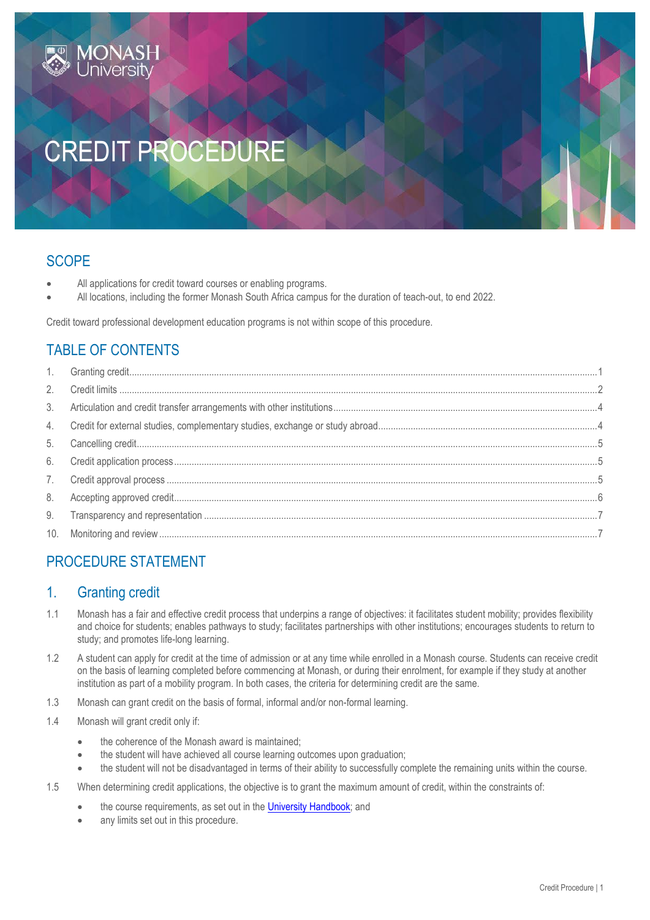# CREDIT PROCEDURE

## SCOPE

- All applications for credit toward courses or enabling programs.
- All locations, including the former Monash South Africa campus for the duration of teach-out, to end 2022.

Credit toward professional development education programs is not within scope of this procedure.

## TABLE OF CONTENTS

1. Granting credit ..... 1
2. Credit limits ..... 2
3. Articulation and credit transfer arrangements with other institutions ..... 4
4. Credit for external studies, complementary studies, exchange or study abroad ..... 4
5. Cancelling credit ..... 5
6. Credit application process ..... 5
7. Credit approval process ..... 5
8. Accepting approved credit ..... 6
9. Transparency and representation ..... 7
10. Monitoring and review ..... 7

## PROCEDURE STATEMENT

### 1. Granting credit

1.1 Monash has a fair and effective credit process that underpins a range of objectives: it facilitates student mobility; provides flexibility and choice for students; enables pathways to study; facilitates partnerships with other institutions; encourages students to return to study; and promotes life-long learning.

1.2 A student can apply for credit at the time of admission or at any time while enrolled in a Monash course. Students can receive credit on the basis of learning completed before commencing at Monash, or during their enrolment, for example if they study at another institution as part of a mobility program. In both cases, the criteria for determining credit are the same.

1.3 Monash can grant credit on the basis of formal, informal and/or non-formal learning.

1.4 Monash will grant credit only if:

- the coherence of the Monash award is maintained;
- the student will have achieved all course learning outcomes upon graduation;
- the student will not be disadvantaged in terms of their ability to successfully complete the remaining units within the course.

1.5 When determining credit applications, the objective is to grant the maximum amount of credit, within the constraints of:

- the course requirements, as set out in the University Handbook; and
- any limits set out in this procedure.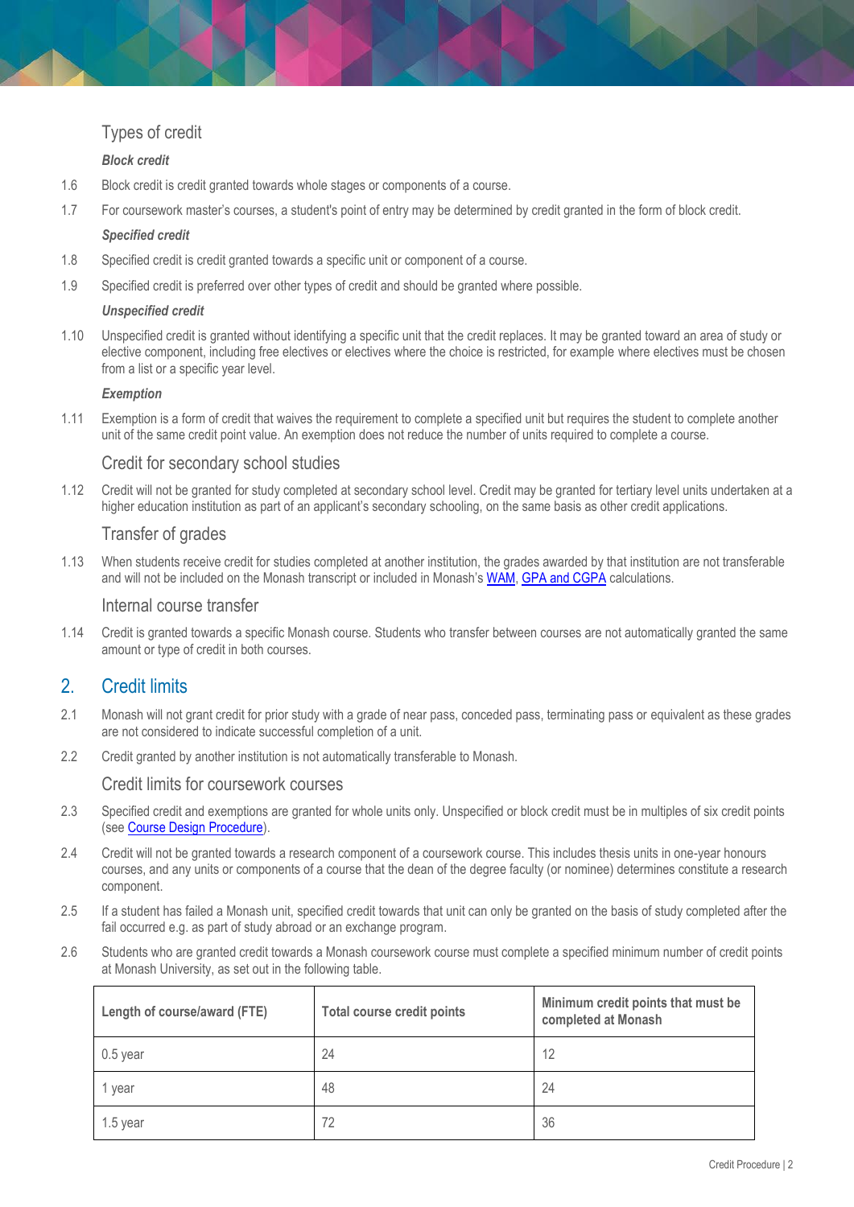### Types of credit

#### *Block credit*

1.6 Block credit is credit granted towards whole stages or components of a course.

1.7 For coursework master's courses, a student's point of entry may be determined by credit granted in the form of block credit.

#### *Specified credit*

1.8 Specified credit is credit granted towards a specific unit or component of a course.

1.9 Specified credit is preferred over other types of credit and should be granted where possible.

#### *Unspecified credit*

1.10 Unspecified credit is granted without identifying a specific unit that the credit replaces. It may be granted toward an area of study or elective component, including free electives or electives where the choice is restricted, for example where electives must be chosen from a list or a specific year level.

#### *Exemption*

1.11 Exemption is a form of credit that waives the requirement to complete a specified unit but requires the student to complete another unit of the same credit point value. An exemption does not reduce the number of units required to complete a course.

### Credit for secondary school studies

1.12 Credit will not be granted for study completed at secondary school level. Credit may be granted for tertiary level units undertaken at a higher education institution as part of an applicant's secondary schooling, on the same basis as other credit applications.

### Transfer of grades

1.13 When students receive credit for studies completed at another institution, the grades awarded by that institution are not transferable and will not be included on the Monash transcript or included in Monash's WAM, GPA and CGPA calculations.

### Internal course transfer

1.14 Credit is granted towards a specific Monash course. Students who transfer between courses are not automatically granted the same amount or type of credit in both courses.

## 2. Credit limits

2.1 Monash will not grant credit for prior study with a grade of near pass, conceded pass, terminating pass or equivalent as these grades are not considered to indicate successful completion of a unit.

2.2 Credit granted by another institution is not automatically transferable to Monash.

### Credit limits for coursework courses

2.3 Specified credit and exemptions are granted for whole units only. Unspecified or block credit must be in multiples of six credit points (see Course Design Procedure).

2.4 Credit will not be granted towards a research component of a coursework course. This includes thesis units in one-year honours courses, and any units or components of a course that the dean of the degree faculty (or nominee) determines constitute a research component.

2.5 If a student has failed a Monash unit, specified credit towards that unit can only be granted on the basis of study completed after the fail occurred e.g. as part of study abroad or an exchange program.

2.6 Students who are granted credit towards a Monash coursework course must complete a specified minimum number of credit points at Monash University, as set out in the following table.

| Length of course/award (FTE) | Total course credit points | Minimum credit points that must be completed at Monash |
|---|---|---|
| 0.5 year | 24 | 12 |
| 1 year | 48 | 24 |
| 1.5 year | 72 | 36 |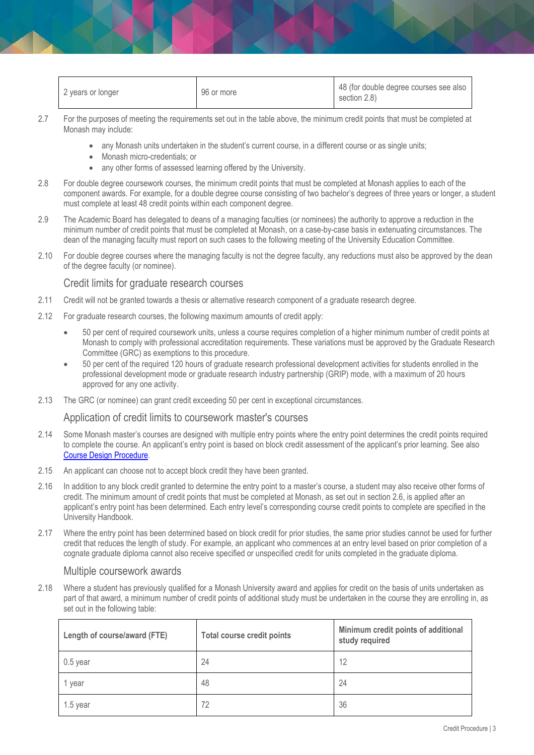| 2 years or longer | 96 or more | 48 (for double degree courses see also section 2.8) |
|---|---|---|

2.7 For the purposes of meeting the requirements set out in the table above, the minimum credit points that must be completed at Monash may include:

- any Monash units undertaken in the student's current course, in a different course or as single units;
- Monash micro-credentials; or
- any other forms of assessed learning offered by the University.

2.8 For double degree coursework courses, the minimum credit points that must be completed at Monash applies to each of the component awards. For example, for a double degree course consisting of two bachelor's degrees of three years or longer, a student must complete at least 48 credit points within each component degree.

2.9 The Academic Board has delegated to deans of a managing faculties (or nominees) the authority to approve a reduction in the minimum number of credit points that must be completed at Monash, on a case-by-case basis in extenuating circumstances. The dean of the managing faculty must report on such cases to the following meeting of the University Education Committee.

2.10 For double degree courses where the managing faculty is not the degree faculty, any reductions must also be approved by the dean of the degree faculty (or nominee).

### Credit limits for graduate research courses

2.11 Credit will not be granted towards a thesis or alternative research component of a graduate research degree.

2.12 For graduate research courses, the following maximum amounts of credit apply:

- 50 per cent of required coursework units, unless a course requires completion of a higher minimum number of credit points at Monash to comply with professional accreditation requirements. These variations must be approved by the Graduate Research Committee (GRC) as exemptions to this procedure.
- 50 per cent of the required 120 hours of graduate research professional development activities for students enrolled in the professional development mode or graduate research industry partnership (GRIP) mode, with a maximum of 20 hours approved for any one activity.

2.13 The GRC (or nominee) can grant credit exceeding 50 per cent in exceptional circumstances.

### Application of credit limits to coursework master's courses

2.14 Some Monash master's courses are designed with multiple entry points where the entry point determines the credit points required to complete the course. An applicant's entry point is based on block credit assessment of the applicant's prior learning. See also [Course Design Procedure](#).

2.15 An applicant can choose not to accept block credit they have been granted.

2.16 In addition to any block credit granted to determine the entry point to a master's course, a student may also receive other forms of credit. The minimum amount of credit points that must be completed at Monash, as set out in section 2.6, is applied after an applicant's entry point has been determined. Each entry level's corresponding course credit points to complete are specified in the University Handbook.

2.17 Where the entry point has been determined based on block credit for prior studies, the same prior studies cannot be used for further credit that reduces the length of study. For example, an applicant who commences at an entry level based on prior completion of a cognate graduate diploma cannot also receive specified or unspecified credit for units completed in the graduate diploma.

### Multiple coursework awards

2.18 Where a student has previously qualified for a Monash University award and applies for credit on the basis of units undertaken as part of that award, a minimum number of credit points of additional study must be undertaken in the course they are enrolling in, as set out in the following table:

| Length of course/award (FTE) | Total course credit points | Minimum credit points of additional study required |
|---|---|---|
| 0.5 year | 24 | 12 |
| 1 year | 48 | 24 |
| 1.5 year | 72 | 36 |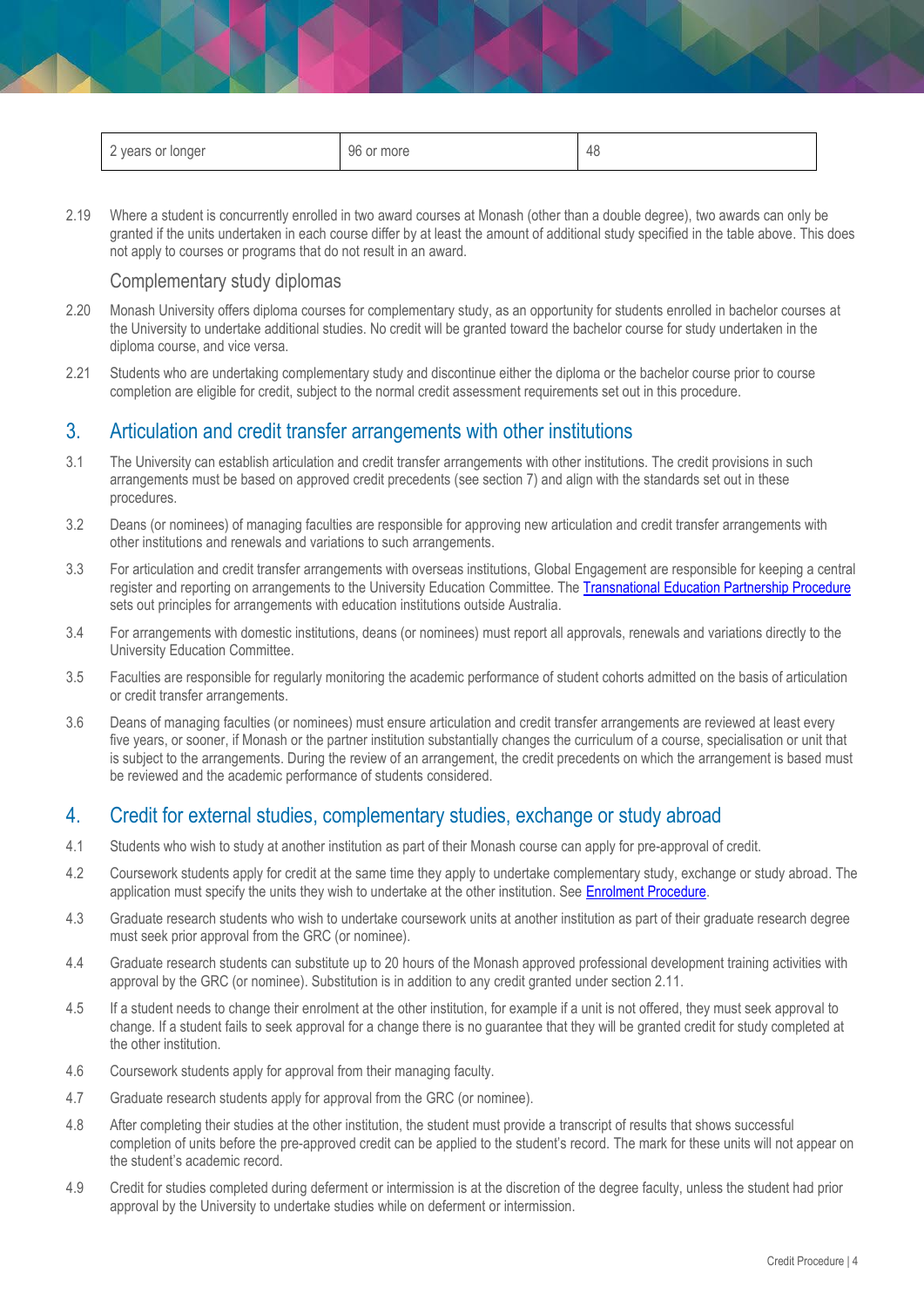| 2 years or longer | 96 or more | 48 |
|---|---|---|

2.19 Where a student is concurrently enrolled in two award courses at Monash (other than a double degree), two awards can only be granted if the units undertaken in each course differ by at least the amount of additional study specified in the table above. This does not apply to courses or programs that do not result in an award.

### Complementary study diplomas

2.20 Monash University offers diploma courses for complementary study, as an opportunity for students enrolled in bachelor courses at the University to undertake additional studies. No credit will be granted toward the bachelor course for study undertaken in the diploma course, and vice versa.

2.21 Students who are undertaking complementary study and discontinue either the diploma or the bachelor course prior to course completion are eligible for credit, subject to the normal credit assessment requirements set out in this procedure.

## 3. Articulation and credit transfer arrangements with other institutions

3.1 The University can establish articulation and credit transfer arrangements with other institutions. The credit provisions in such arrangements must be based on approved credit precedents (see section 7) and align with the standards set out in these procedures.

3.2 Deans (or nominees) of managing faculties are responsible for approving new articulation and credit transfer arrangements with other institutions and renewals and variations to such arrangements.

3.3 For articulation and credit transfer arrangements with overseas institutions, Global Engagement are responsible for keeping a central register and reporting on arrangements to the University Education Committee. The Transnational Education Partnership Procedure sets out principles for arrangements with education institutions outside Australia.

3.4 For arrangements with domestic institutions, deans (or nominees) must report all approvals, renewals and variations directly to the University Education Committee.

3.5 Faculties are responsible for regularly monitoring the academic performance of student cohorts admitted on the basis of articulation or credit transfer arrangements.

3.6 Deans of managing faculties (or nominees) must ensure articulation and credit transfer arrangements are reviewed at least every five years, or sooner, if Monash or the partner institution substantially changes the curriculum of a course, specialisation or unit that is subject to the arrangements. During the review of an arrangement, the credit precedents on which the arrangement is based must be reviewed and the academic performance of students considered.

## 4. Credit for external studies, complementary studies, exchange or study abroad

4.1 Students who wish to study at another institution as part of their Monash course can apply for pre-approval of credit.

4.2 Coursework students apply for credit at the same time they apply to undertake complementary study, exchange or study abroad. The application must specify the units they wish to undertake at the other institution. See Enrolment Procedure.

4.3 Graduate research students who wish to undertake coursework units at another institution as part of their graduate research degree must seek prior approval from the GRC (or nominee).

4.4 Graduate research students can substitute up to 20 hours of the Monash approved professional development training activities with approval by the GRC (or nominee). Substitution is in addition to any credit granted under section 2.11.

4.5 If a student needs to change their enrolment at the other institution, for example if a unit is not offered, they must seek approval to change. If a student fails to seek approval for a change there is no guarantee that they will be granted credit for study completed at the other institution.

4.6 Coursework students apply for approval from their managing faculty.

4.7 Graduate research students apply for approval from the GRC (or nominee).

4.8 After completing their studies at the other institution, the student must provide a transcript of results that shows successful completion of units before the pre-approved credit can be applied to the student's record. The mark for these units will not appear on the student's academic record.

4.9 Credit for studies completed during deferment or intermission is at the discretion of the degree faculty, unless the student had prior approval by the University to undertake studies while on deferment or intermission.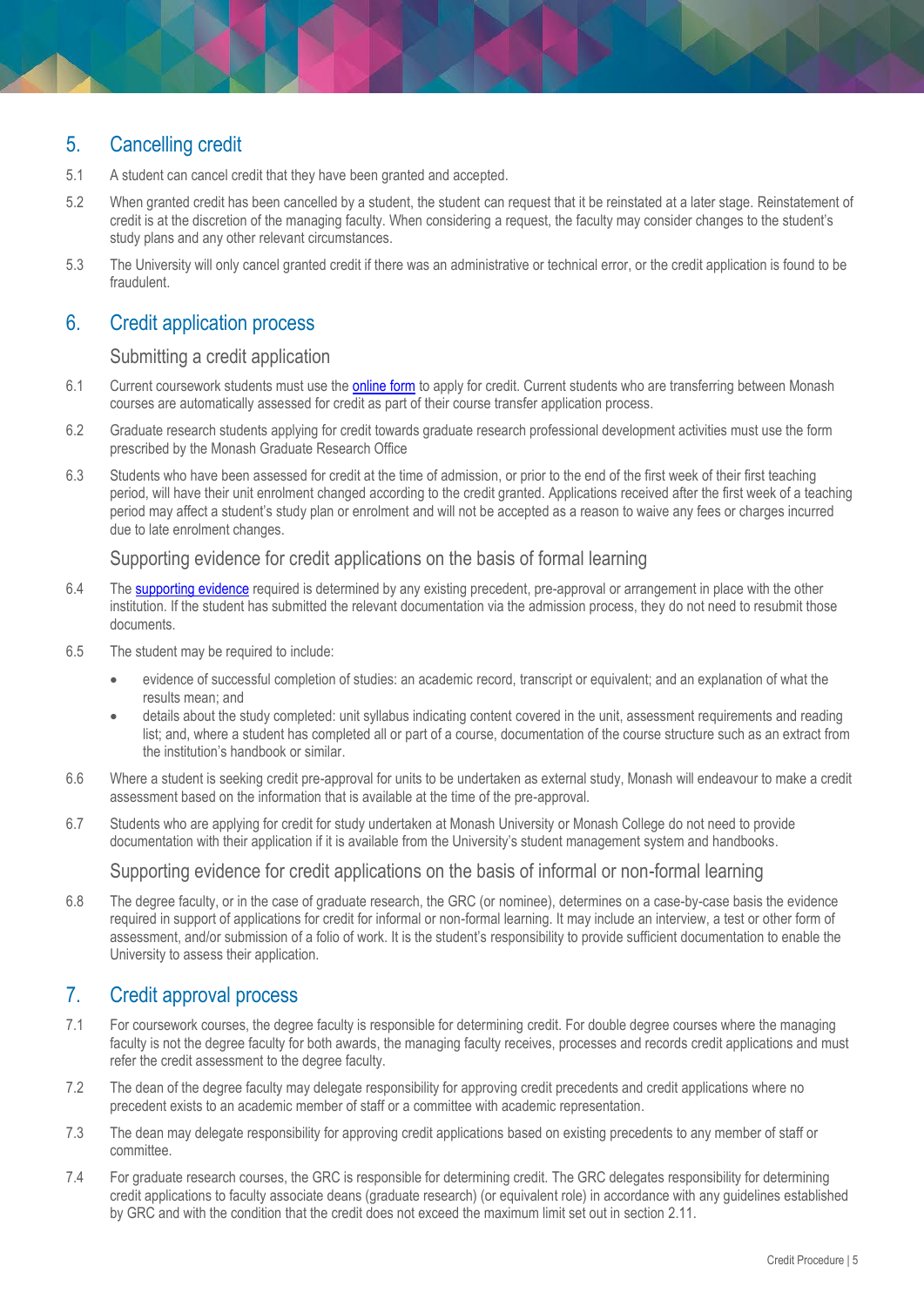## 5. Cancelling credit

5.1 A student can cancel credit that they have been granted and accepted.

5.2 When granted credit has been cancelled by a student, the student can request that it be reinstated at a later stage. Reinstatement of credit is at the discretion of the managing faculty. When considering a request, the faculty may consider changes to the student's study plans and any other relevant circumstances.

5.3 The University will only cancel granted credit if there was an administrative or technical error, or the credit application is found to be fraudulent.

## 6. Credit application process

### Submitting a credit application

6.1 Current coursework students must use the online form to apply for credit. Current students who are transferring between Monash courses are automatically assessed for credit as part of their course transfer application process.

6.2 Graduate research students applying for credit towards graduate research professional development activities must use the form prescribed by the Monash Graduate Research Office

6.3 Students who have been assessed for credit at the time of admission, or prior to the end of the first week of their first teaching period, will have their unit enrolment changed according to the credit granted. Applications received after the first week of a teaching period may affect a student's study plan or enrolment and will not be accepted as a reason to waive any fees or charges incurred due to late enrolment changes.

### Supporting evidence for credit applications on the basis of formal learning

6.4 The supporting evidence required is determined by any existing precedent, pre-approval or arrangement in place with the other institution. If the student has submitted the relevant documentation via the admission process, they do not need to resubmit those documents.

6.5 The student may be required to include:

- evidence of successful completion of studies: an academic record, transcript or equivalent; and an explanation of what the results mean; and
- details about the study completed: unit syllabus indicating content covered in the unit, assessment requirements and reading list; and, where a student has completed all or part of a course, documentation of the course structure such as an extract from the institution's handbook or similar.

6.6 Where a student is seeking credit pre-approval for units to be undertaken as external study, Monash will endeavour to make a credit assessment based on the information that is available at the time of the pre-approval.

6.7 Students who are applying for credit for study undertaken at Monash University or Monash College do not need to provide documentation with their application if it is available from the University's student management system and handbooks.

### Supporting evidence for credit applications on the basis of informal or non-formal learning

6.8 The degree faculty, or in the case of graduate research, the GRC (or nominee), determines on a case-by-case basis the evidence required in support of applications for credit for informal or non-formal learning. It may include an interview, a test or other form of assessment, and/or submission of a folio of work. It is the student's responsibility to provide sufficient documentation to enable the University to assess their application.

## 7. Credit approval process

7.1 For coursework courses, the degree faculty is responsible for determining credit. For double degree courses where the managing faculty is not the degree faculty for both awards, the managing faculty receives, processes and records credit applications and must refer the credit assessment to the degree faculty.

7.2 The dean of the degree faculty may delegate responsibility for approving credit precedents and credit applications where no precedent exists to an academic member of staff or a committee with academic representation.

7.3 The dean may delegate responsibility for approving credit applications based on existing precedents to any member of staff or committee.

7.4 For graduate research courses, the GRC is responsible for determining credit. The GRC delegates responsibility for determining credit applications to faculty associate deans (graduate research) (or equivalent role) in accordance with any guidelines established by GRC and with the condition that the credit does not exceed the maximum limit set out in section 2.11.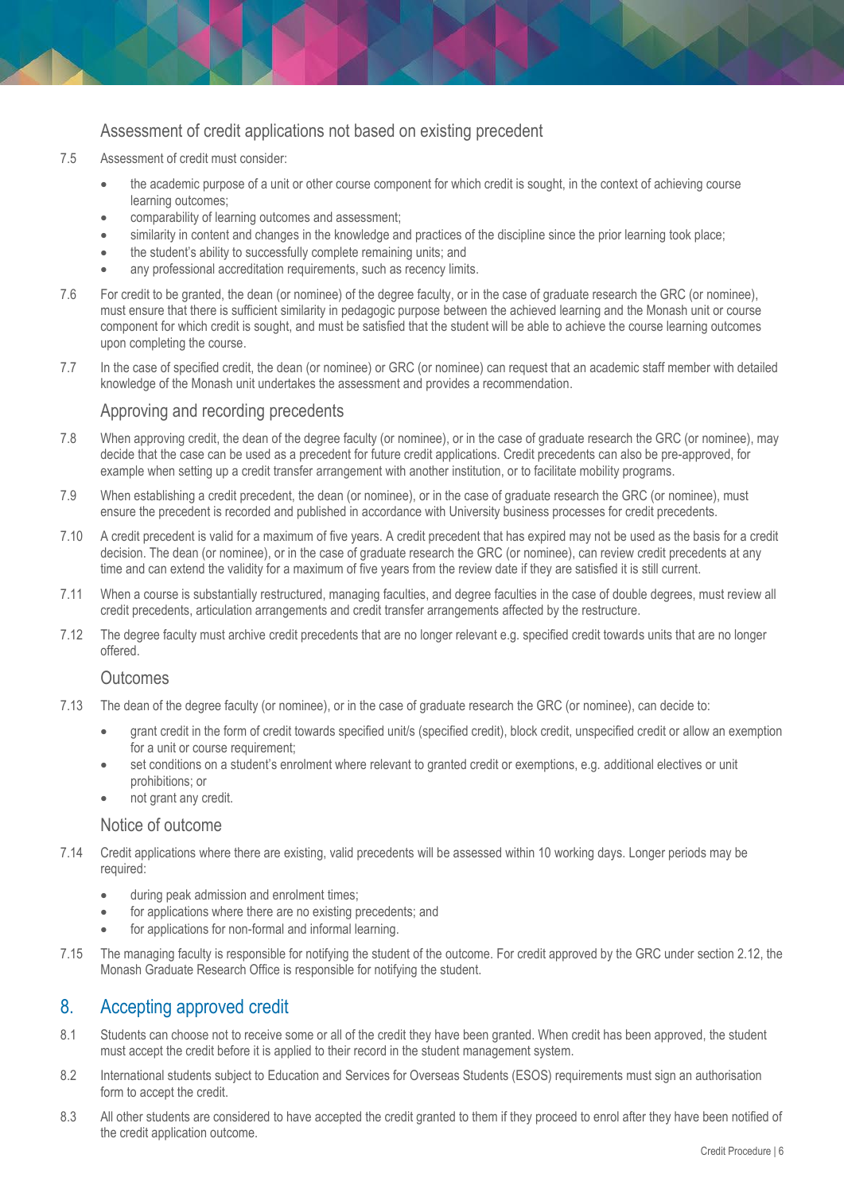### Assessment of credit applications not based on existing precedent

7.5 Assessment of credit must consider:

- the academic purpose of a unit or other course component for which credit is sought, in the context of achieving course learning outcomes;
- comparability of learning outcomes and assessment;
- similarity in content and changes in the knowledge and practices of the discipline since the prior learning took place;
- the student's ability to successfully complete remaining units; and
- any professional accreditation requirements, such as recency limits.

7.6 For credit to be granted, the dean (or nominee) of the degree faculty, or in the case of graduate research the GRC (or nominee), must ensure that there is sufficient similarity in pedagogic purpose between the achieved learning and the Monash unit or course component for which credit is sought, and must be satisfied that the student will be able to achieve the course learning outcomes upon completing the course.

7.7 In the case of specified credit, the dean (or nominee) or GRC (or nominee) can request that an academic staff member with detailed knowledge of the Monash unit undertakes the assessment and provides a recommendation.

### Approving and recording precedents

7.8 When approving credit, the dean of the degree faculty (or nominee), or in the case of graduate research the GRC (or nominee), may decide that the case can be used as a precedent for future credit applications. Credit precedents can also be pre-approved, for example when setting up a credit transfer arrangement with another institution, or to facilitate mobility programs.

7.9 When establishing a credit precedent, the dean (or nominee), or in the case of graduate research the GRC (or nominee), must ensure the precedent is recorded and published in accordance with University business processes for credit precedents.

7.10 A credit precedent is valid for a maximum of five years. A credit precedent that has expired may not be used as the basis for a credit decision. The dean (or nominee), or in the case of graduate research the GRC (or nominee), can review credit precedents at any time and can extend the validity for a maximum of five years from the review date if they are satisfied it is still current.

7.11 When a course is substantially restructured, managing faculties, and degree faculties in the case of double degrees, must review all credit precedents, articulation arrangements and credit transfer arrangements affected by the restructure.

7.12 The degree faculty must archive credit precedents that are no longer relevant e.g. specified credit towards units that are no longer offered.

### Outcomes

7.13 The dean of the degree faculty (or nominee), or in the case of graduate research the GRC (or nominee), can decide to:

- grant credit in the form of credit towards specified unit/s (specified credit), block credit, unspecified credit or allow an exemption for a unit or course requirement;
- set conditions on a student's enrolment where relevant to granted credit or exemptions, e.g. additional electives or unit prohibitions; or
- not grant any credit.

### Notice of outcome

7.14 Credit applications where there are existing, valid precedents will be assessed within 10 working days. Longer periods may be required:

- during peak admission and enrolment times;
- for applications where there are no existing precedents; and
- for applications for non-formal and informal learning.

7.15 The managing faculty is responsible for notifying the student of the outcome. For credit approved by the GRC under section 2.12, the Monash Graduate Research Office is responsible for notifying the student.

## 8. Accepting approved credit

8.1 Students can choose not to receive some or all of the credit they have been granted. When credit has been approved, the student must accept the credit before it is applied to their record in the student management system.

8.2 International students subject to Education and Services for Overseas Students (ESOS) requirements must sign an authorisation form to accept the credit.

8.3 All other students are considered to have accepted the credit granted to them if they proceed to enrol after they have been notified of the credit application outcome.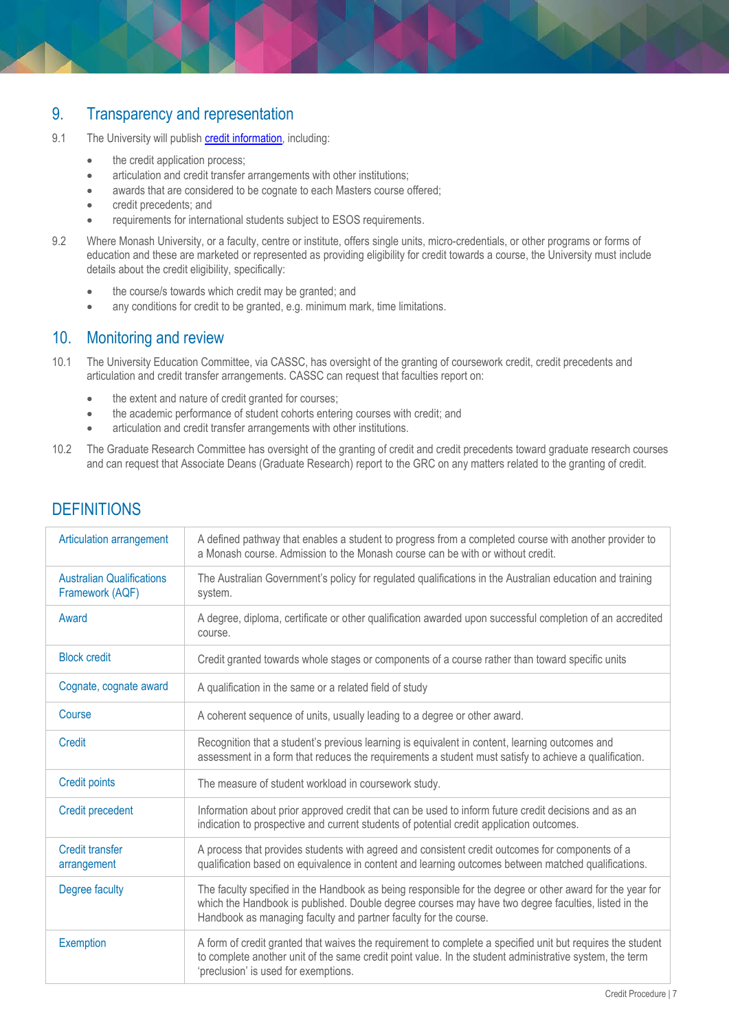## 9. Transparency and representation

9.1 The University will publish credit information, including:

- the credit application process;
- articulation and credit transfer arrangements with other institutions;
- awards that are considered to be cognate to each Masters course offered;
- credit precedents; and
- requirements for international students subject to ESOS requirements.

9.2 Where Monash University, or a faculty, centre or institute, offers single units, micro-credentials, or other programs or forms of education and these are marketed or represented as providing eligibility for credit towards a course, the University must include details about the credit eligibility, specifically:

- the course/s towards which credit may be granted; and
- any conditions for credit to be granted, e.g. minimum mark, time limitations.

## 10. Monitoring and review

10.1 The University Education Committee, via CASSC, has oversight of the granting of coursework credit, credit precedents and articulation and credit transfer arrangements. CASSC can request that faculties report on:

- the extent and nature of credit granted for courses;
- the academic performance of student cohorts entering courses with credit; and
- articulation and credit transfer arrangements with other institutions.

10.2 The Graduate Research Committee has oversight of the granting of credit and credit precedents toward graduate research courses and can request that Associate Deans (Graduate Research) report to the GRC on any matters related to the granting of credit.

## DEFINITIONS

| Term | Definition |
|---|---|
| Articulation arrangement | A defined pathway that enables a student to progress from a completed course with another provider to a Monash course. Admission to the Monash course can be with or without credit. |
| Australian Qualifications Framework (AQF) | The Australian Government's policy for regulated qualifications in the Australian education and training system. |
| Award | A degree, diploma, certificate or other qualification awarded upon successful completion of an accredited course. |
| Block credit | Credit granted towards whole stages or components of a course rather than toward specific units |
| Cognate, cognate award | A qualification in the same or a related field of study |
| Course | A coherent sequence of units, usually leading to a degree or other award. |
| Credit | Recognition that a student's previous learning is equivalent in content, learning outcomes and assessment in a form that reduces the requirements a student must satisfy to achieve a qualification. |
| Credit points | The measure of student workload in coursework study. |
| Credit precedent | Information about prior approved credit that can be used to inform future credit decisions and as an indication to prospective and current students of potential credit application outcomes. |
| Credit transfer arrangement | A process that provides students with agreed and consistent credit outcomes for components of a qualification based on equivalence in content and learning outcomes between matched qualifications. |
| Degree faculty | The faculty specified in the Handbook as being responsible for the degree or other award for the year for which the Handbook is published. Double degree courses may have two degree faculties, listed in the Handbook as managing faculty and partner faculty for the course. |
| Exemption | A form of credit granted that waives the requirement to complete a specified unit but requires the student to complete another unit of the same credit point value. In the student administrative system, the term 'preclusion' is used for exemptions. |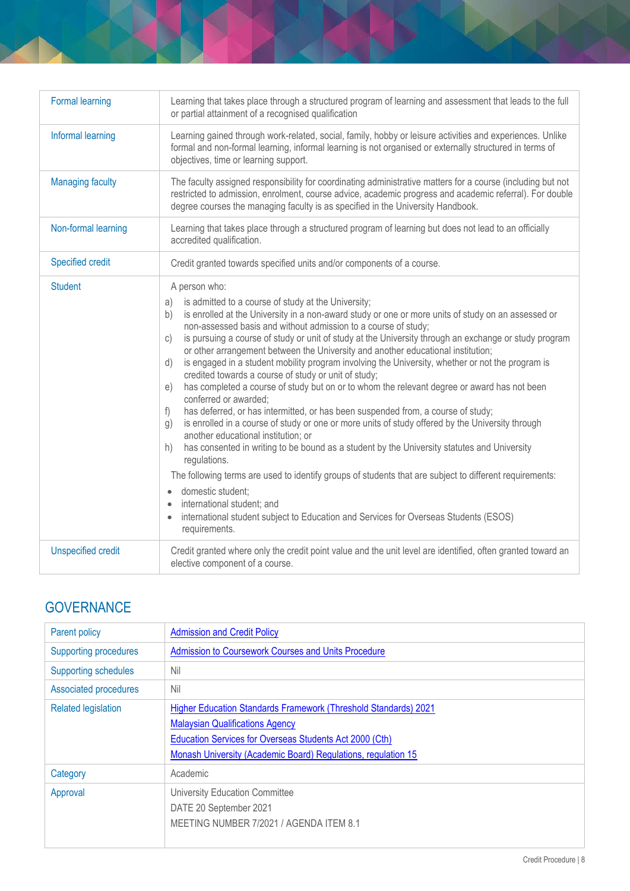| | |
|---|---|
| Formal learning | Learning that takes place through a structured program of learning and assessment that leads to the full or partial attainment of a recognised qualification |
| Informal learning | Learning gained through work-related, social, family, hobby or leisure activities and experiences. Unlike formal and non-formal learning, informal learning is not organised or externally structured in terms of objectives, time or learning support. |
| Managing faculty | The faculty assigned responsibility for coordinating administrative matters for a course (including but not restricted to admission, enrolment, course advice, academic progress and academic referral). For double degree courses the managing faculty is as specified in the University Handbook. |
| Non-formal learning | Learning that takes place through a structured program of learning but does not lead to an officially accredited qualification. |
| Specified credit | Credit granted towards specified units and/or components of a course. |
| Student | A person who:<br>a) is admitted to a course of study at the University;<br>b) is enrolled at the University in a non-award study or one or more units of study on an assessed or non-assessed basis and without admission to a course of study;<br>c) is pursuing a course of study or unit of study at the University through an exchange or study program or other arrangement between the University and another educational institution;<br>d) is engaged in a student mobility program involving the University, whether or not the program is credited towards a course of study or unit of study;<br>e) has completed a course of study but on or to whom the relevant degree or award has not been conferred or awarded;<br>f) has deferred, or has intermitted, or has been suspended from, a course of study;<br>g) is enrolled in a course of study or one or more units of study offered by the University through another educational institution; or<br>h) has consented in writing to be bound as a student by the University statutes and University regulations.<br>The following terms are used to identify groups of students that are subject to different requirements:<br>• domestic student;<br>• international student; and<br>• international student subject to Education and Services for Overseas Students (ESOS) requirements. |
| Unspecified credit | Credit granted where only the credit point value and the unit level are identified, often granted toward an elective component of a course. |

## GOVERNANCE

| | |
|---|---|
| Parent policy | Admission and Credit Policy |
| Supporting procedures | Admission to Coursework Courses and Units Procedure |
| Supporting schedules | Nil |
| Associated procedures | Nil |
| Related legislation | Higher Education Standards Framework (Threshold Standards) 2021<br>Malaysian Qualifications Agency<br>Education Services for Overseas Students Act 2000 (Cth)<br>Monash University (Academic Board) Regulations, regulation 15 |
| Category | Academic |
| Approval | University Education Committee<br>DATE 20 September 2021<br>MEETING NUMBER 7/2021 / AGENDA ITEM 8.1 |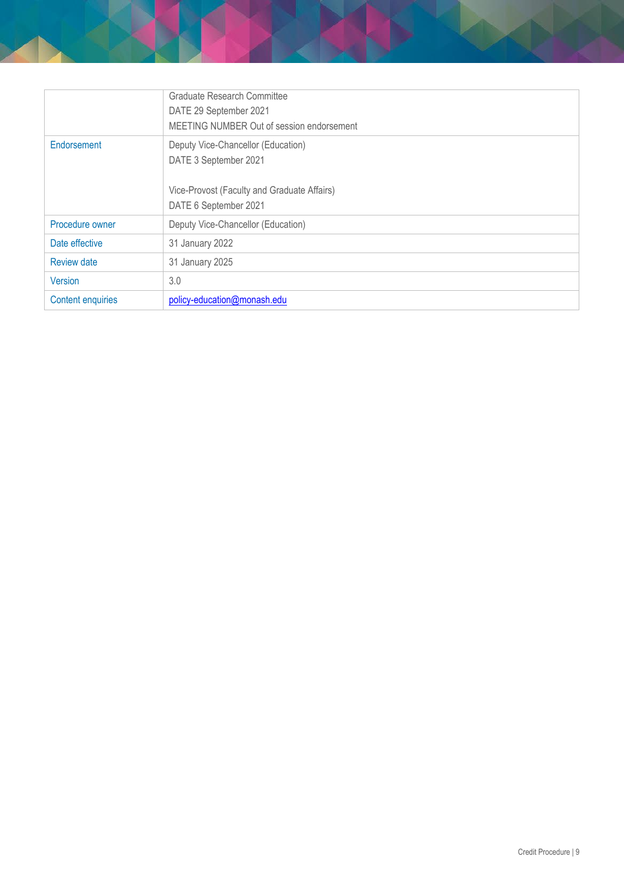| | |
|---|---|
| | Graduate Research Committee<br>DATE 29 September 2021<br>MEETING NUMBER Out of session endorsement |
| Endorsement | Deputy Vice-Chancellor (Education)<br>DATE 3 September 2021<br><br>Vice-Provost (Faculty and Graduate Affairs)<br>DATE 6 September 2021 |
| Procedure owner | Deputy Vice-Chancellor (Education) |
| Date effective | 31 January 2022 |
| Review date | 31 January 2025 |
| Version | 3.0 |
| Content enquiries | [policy-education@monash.edu](mailto:policy-education@monash.edu) |